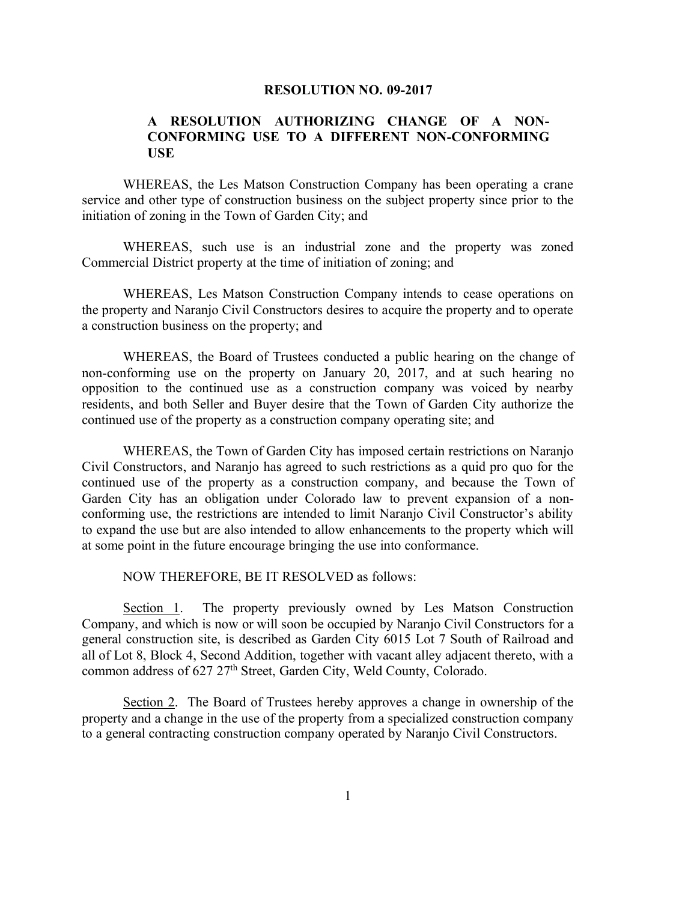# RESOLUTION NO. 09-2017

## A RESOLUTION AUTHORIZING CHANGE OF A NON-CONFORMING USE TO A DIFFERENT NON-CONFORMING USE

WHEREAS, the Les Matson Construction Company has been operating a crane service and other type of construction business on the subject property since prior to the initiation of zoning in the Town of Garden City; and

WHEREAS, such use is an industrial zone and the property was zoned Commercial District property at the time of initiation of zoning; and

WHEREAS, Les Matson Construction Company intends to cease operations on the property and Naranjo Civil Constructors desires to acquire the property and to operate a construction business on the property; and

WHEREAS, the Board of Trustees conducted a public hearing on the change of non-conforming use on the property on January 20, 2017, and at such hearing no opposition to the continued use as a construction company was voiced by nearby residents, and both Seller and Buyer desire that the Town of Garden City authorize the continued use of the property as a construction company operating site; and

WHEREAS, the Town of Garden City has imposed certain restrictions on Naranjo Civil Constructors, and Naranjo has agreed to such restrictions as a quid pro quo for the continued use of the property as a construction company, and because the Town of Garden City has an obligation under Colorado law to prevent expansion of a non-conforming use, the restrictions are intended to limit Naranjo Civil Constructor's ability to expand the use but are also intended to allow enhancements to the property which will at some point in the future encourage bringing the use into conformance.

NOW THEREFORE, BE IT RESOLVED as follows:

Section 1. The property previously owned by Les Matson Construction Company, and which is now or will soon be occupied by Naranjo Civil Constructors for a general construction site, is described as Garden City 6015 Lot 7 South of Railroad and all of Lot 8, Block 4, Second Addition, together with vacant alley adjacent thereto, with a common address of 627 27th Street, Garden City, Weld County, Colorado.

Section 2. The Board of Trustees hereby approves a change in ownership of the property and a change in the use of the property from a specialized construction company to a general contracting construction company operated by Naranjo Civil Constructors.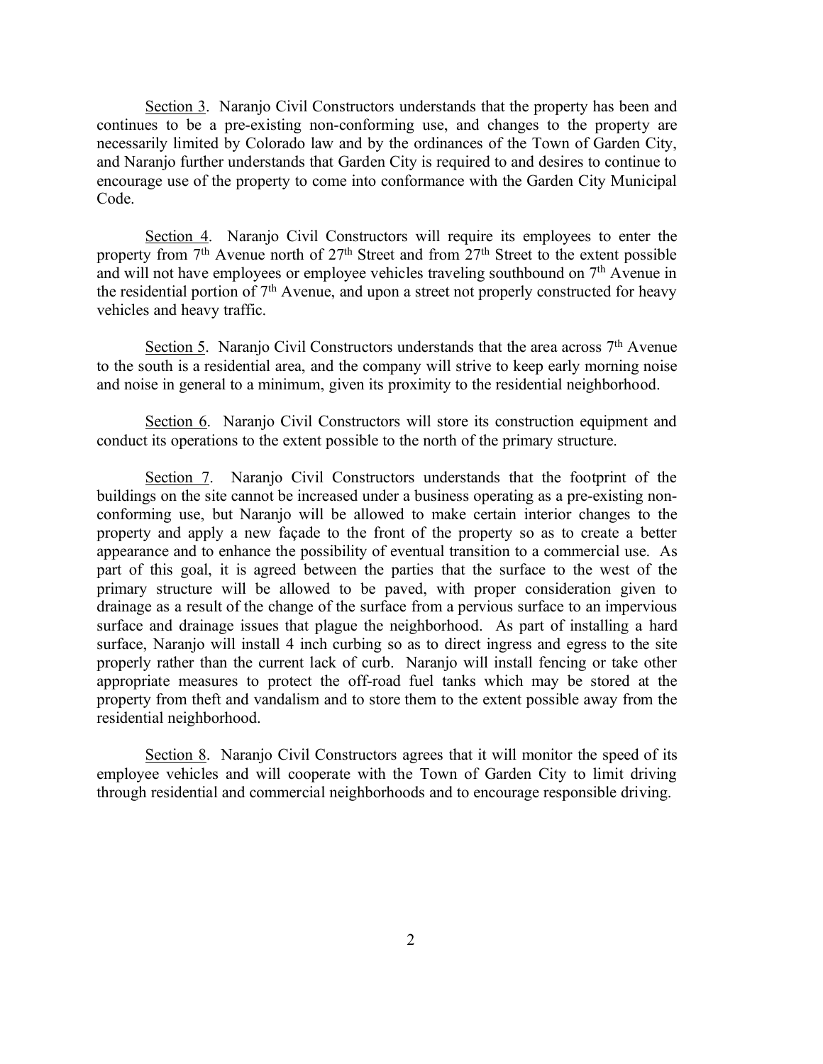Section 3. Naranjo Civil Constructors understands that the property has been and continues to be a pre-existing non-conforming use, and changes to the property are necessarily limited by Colorado law and by the ordinances of the Town of Garden City, and Naranjo further understands that Garden City is required to and desires to continue to encourage use of the property to come into conformance with the Garden City Municipal Code.

Section 4. Naranjo Civil Constructors will require its employees to enter the property from 7th Avenue north of 27th Street and from 27th Street to the extent possible and will not have employees or employee vehicles traveling southbound on 7th Avenue in the residential portion of 7th Avenue, and upon a street not properly constructed for heavy vehicles and heavy traffic.

Section 5. Naranjo Civil Constructors understands that the area across 7th Avenue to the south is a residential area, and the company will strive to keep early morning noise and noise in general to a minimum, given its proximity to the residential neighborhood.

Section 6. Naranjo Civil Constructors will store its construction equipment and conduct its operations to the extent possible to the north of the primary structure.

Section 7. Naranjo Civil Constructors understands that the footprint of the buildings on the site cannot be increased under a business operating as a pre-existing non-conforming use, but Naranjo will be allowed to make certain interior changes to the property and apply a new façade to the front of the property so as to create a better appearance and to enhance the possibility of eventual transition to a commercial use. As part of this goal, it is agreed between the parties that the surface to the west of the primary structure will be allowed to be paved, with proper consideration given to drainage as a result of the change of the surface from a pervious surface to an impervious surface and drainage issues that plague the neighborhood. As part of installing a hard surface, Naranjo will install 4 inch curbing so as to direct ingress and egress to the site properly rather than the current lack of curb. Naranjo will install fencing or take other appropriate measures to protect the off-road fuel tanks which may be stored at the property from theft and vandalism and to store them to the extent possible away from the residential neighborhood.

Section 8. Naranjo Civil Constructors agrees that it will monitor the speed of its employee vehicles and will cooperate with the Town of Garden City to limit driving through residential and commercial neighborhoods and to encourage responsible driving.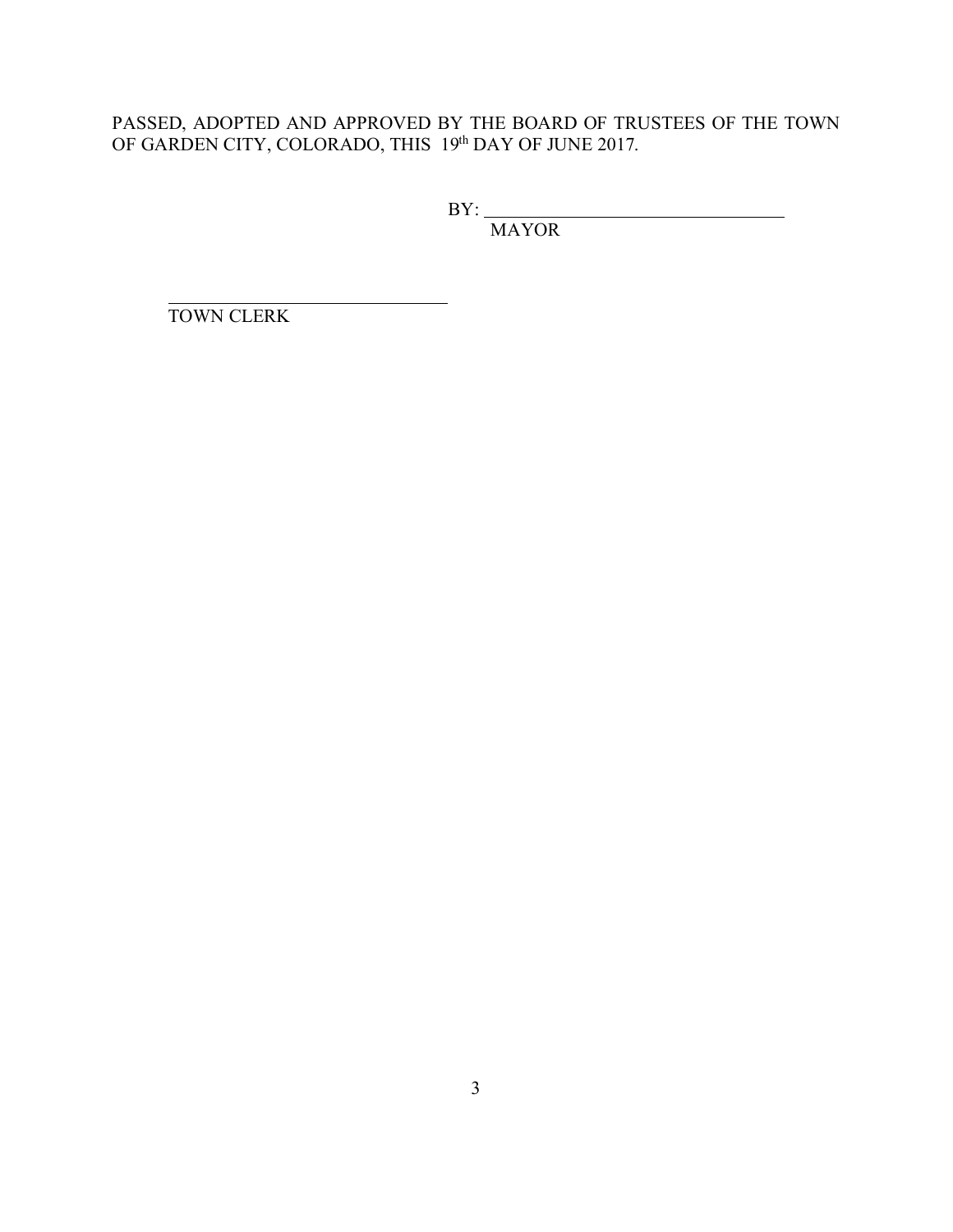PASSED, ADOPTED AND APPROVED BY THE BOARD OF TRUSTEES OF THE TOWN OF GARDEN CITY, COLORADO, THIS 19th DAY OF JUNE 2017.

BY: ________________________________
MAYOR

________________________________
TOWN CLERK